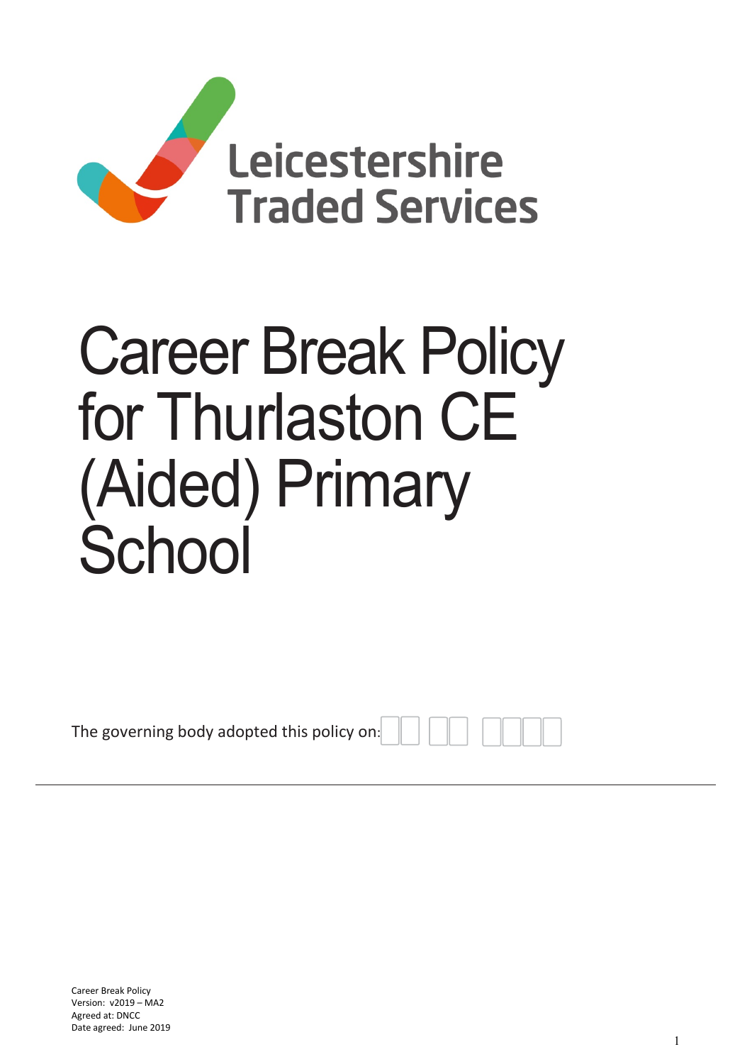Leicestershire Traded Services

# Career Break Policy for Thurlaston CE (Aided) Primary School

The governing body adopted this policy on: __ __ ____

---

Career Break Policy
Version: v2019 – MA2
Agreed at: DNCC
Date agreed: June 2019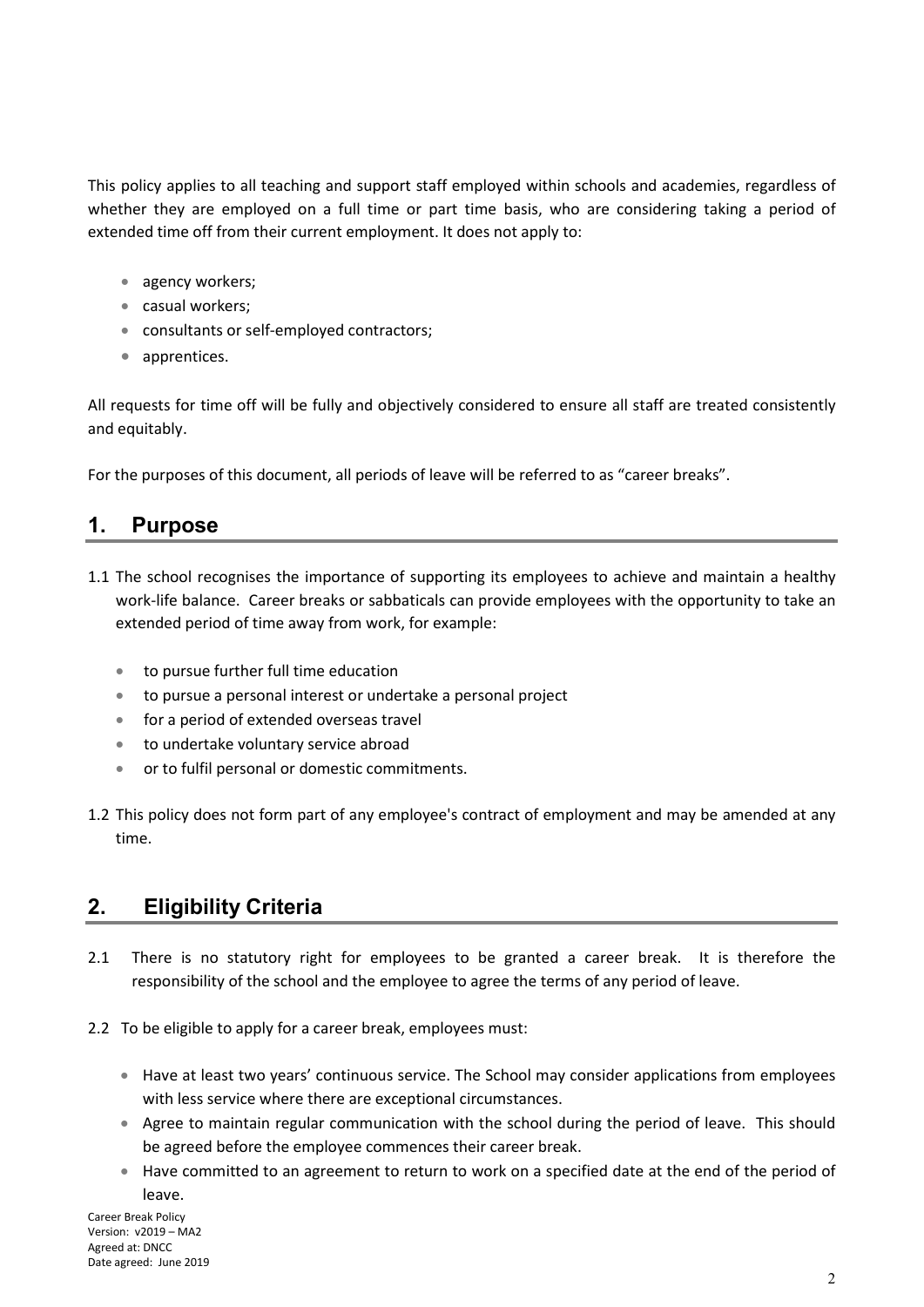This policy applies to all teaching and support staff employed within schools and academies, regardless of whether they are employed on a full time or part time basis, who are considering taking a period of extended time off from their current employment. It does not apply to:

- agency workers;
- casual workers;
- consultants or self-employed contractors;
- apprentices.

All requests for time off will be fully and objectively considered to ensure all staff are treated consistently and equitably.

For the purposes of this document, all periods of leave will be referred to as "career breaks".

## 1. Purpose

1.1 The school recognises the importance of supporting its employees to achieve and maintain a healthy work-life balance. Career breaks or sabbaticals can provide employees with the opportunity to take an extended period of time away from work, for example:

- to pursue further full time education
- to pursue a personal interest or undertake a personal project
- for a period of extended overseas travel
- to undertake voluntary service abroad
- or to fulfil personal or domestic commitments.

1.2 This policy does not form part of any employee's contract of employment and may be amended at any time.

## 2. Eligibility Criteria

2.1 There is no statutory right for employees to be granted a career break. It is therefore the responsibility of the school and the employee to agree the terms of any period of leave.

2.2 To be eligible to apply for a career break, employees must:

- Have at least two years' continuous service. The School may consider applications from employees with less service where there are exceptional circumstances.
- Agree to maintain regular communication with the school during the period of leave. This should be agreed before the employee commences their career break.
- Have committed to an agreement to return to work on a specified date at the end of the period of leave.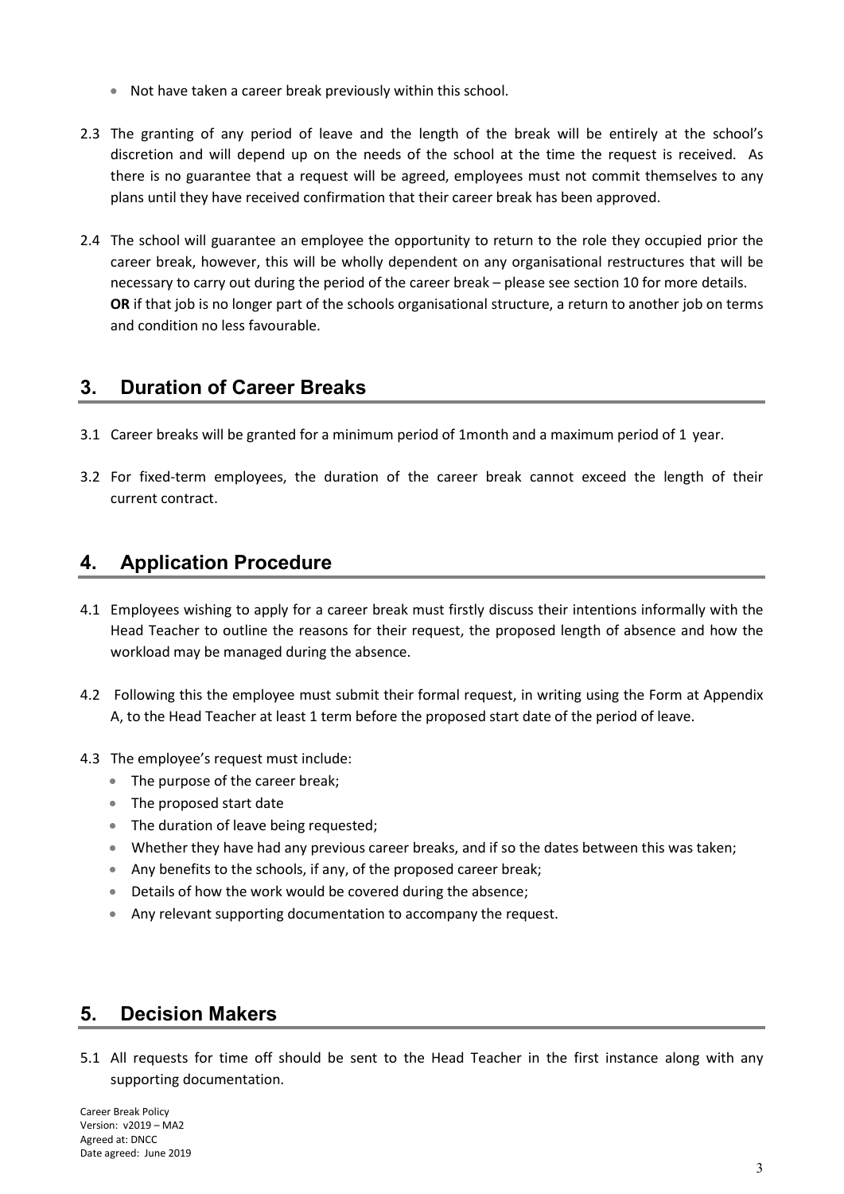- Not have taken a career break previously within this school.

2.3 The granting of any period of leave and the length of the break will be entirely at the school's discretion and will depend up on the needs of the school at the time the request is received. As there is no guarantee that a request will be agreed, employees must not commit themselves to any plans until they have received confirmation that their career break has been approved.

2.4 The school will guarantee an employee the opportunity to return to the role they occupied prior the career break, however, this will be wholly dependent on any organisational restructures that will be necessary to carry out during the period of the career break – please see section 10 for more details. **OR** if that job is no longer part of the schools organisational structure, a return to another job on terms and condition no less favourable.

## 3. Duration of Career Breaks

3.1 Career breaks will be granted for a minimum period of 1month and a maximum period of 1 year.

3.2 For fixed-term employees, the duration of the career break cannot exceed the length of their current contract.

## 4. Application Procedure

4.1 Employees wishing to apply for a career break must firstly discuss their intentions informally with the Head Teacher to outline the reasons for their request, the proposed length of absence and how the workload may be managed during the absence.

4.2 Following this the employee must submit their formal request, in writing using the Form at Appendix A, to the Head Teacher at least 1 term before the proposed start date of the period of leave.

4.3 The employee's request must include:

- The purpose of the career break;
- The proposed start date
- The duration of leave being requested;
- Whether they have had any previous career breaks, and if so the dates between this was taken;
- Any benefits to the schools, if any, of the proposed career break;
- Details of how the work would be covered during the absence;
- Any relevant supporting documentation to accompany the request.

## 5. Decision Makers

5.1 All requests for time off should be sent to the Head Teacher in the first instance along with any supporting documentation.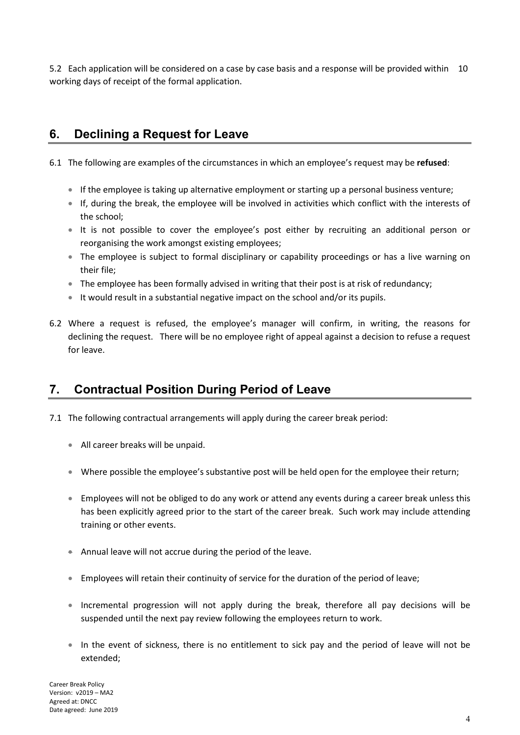5.2 Each application will be considered on a case by case basis and a response will be provided within 10 working days of receipt of the formal application.

## 6. Declining a Request for Leave

6.1 The following are examples of the circumstances in which an employee's request may be **refused**:

- If the employee is taking up alternative employment or starting up a personal business venture;
- If, during the break, the employee will be involved in activities which conflict with the interests of the school;
- It is not possible to cover the employee's post either by recruiting an additional person or reorganising the work amongst existing employees;
- The employee is subject to formal disciplinary or capability proceedings or has a live warning on their file;
- The employee has been formally advised in writing that their post is at risk of redundancy;
- It would result in a substantial negative impact on the school and/or its pupils.

6.2 Where a request is refused, the employee's manager will confirm, in writing, the reasons for declining the request. There will be no employee right of appeal against a decision to refuse a request for leave.

## 7. Contractual Position During Period of Leave

7.1 The following contractual arrangements will apply during the career break period:

- All career breaks will be unpaid.
- Where possible the employee's substantive post will be held open for the employee their return;
- Employees will not be obliged to do any work or attend any events during a career break unless this has been explicitly agreed prior to the start of the career break. Such work may include attending training or other events.
- Annual leave will not accrue during the period of the leave.
- Employees will retain their continuity of service for the duration of the period of leave;
- Incremental progression will not apply during the break, therefore all pay decisions will be suspended until the next pay review following the employees return to work.
- In the event of sickness, there is no entitlement to sick pay and the period of leave will not be extended;

Career Break Policy
Version: v2019 – MA2
Agreed at: DNCC
Date agreed: June 2019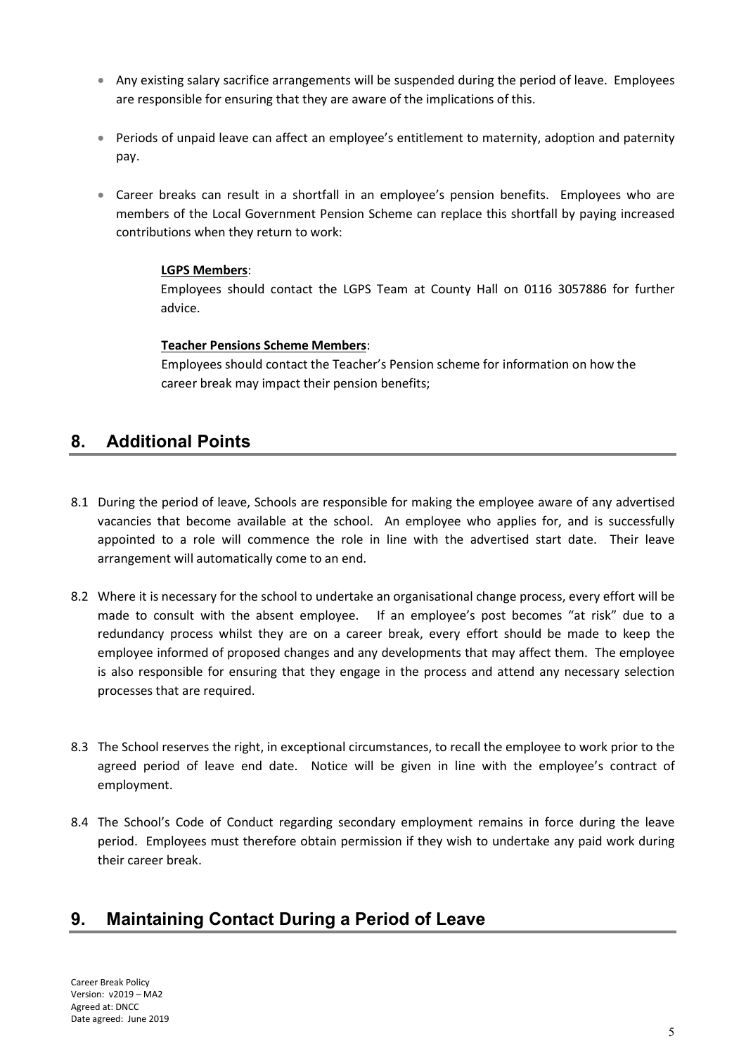- Any existing salary sacrifice arrangements will be suspended during the period of leave. Employees are responsible for ensuring that they are aware of the implications of this.
- Periods of unpaid leave can affect an employee's entitlement to maternity, adoption and paternity pay.
- Career breaks can result in a shortfall in an employee's pension benefits. Employees who are members of the Local Government Pension Scheme can replace this shortfall by paying increased contributions when they return to work:

  **LGPS Members**:
  Employees should contact the LGPS Team at County Hall on 0116 3057886 for further advice.

  **Teacher Pensions Scheme Members**:
  Employees should contact the Teacher's Pension scheme for information on how the career break may impact their pension benefits;

## 8. Additional Points

8.1 During the period of leave, Schools are responsible for making the employee aware of any advertised vacancies that become available at the school. An employee who applies for, and is successfully appointed to a role will commence the role in line with the advertised start date. Their leave arrangement will automatically come to an end.

8.2 Where it is necessary for the school to undertake an organisational change process, every effort will be made to consult with the absent employee. If an employee's post becomes "at risk" due to a redundancy process whilst they are on a career break, every effort should be made to keep the employee informed of proposed changes and any developments that may affect them. The employee is also responsible for ensuring that they engage in the process and attend any necessary selection processes that are required.

8.3 The School reserves the right, in exceptional circumstances, to recall the employee to work prior to the agreed period of leave end date. Notice will be given in line with the employee's contract of employment.

8.4 The School's Code of Conduct regarding secondary employment remains in force during the leave period. Employees must therefore obtain permission if they wish to undertake any paid work during their career break.

## 9. Maintaining Contact During a Period of Leave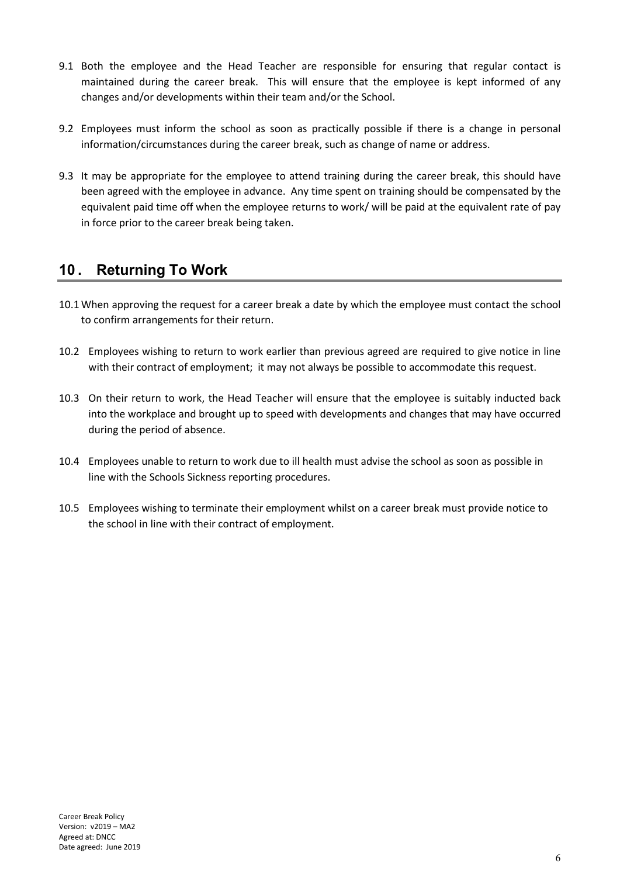9.1 Both the employee and the Head Teacher are responsible for ensuring that regular contact is maintained during the career break. This will ensure that the employee is kept informed of any changes and/or developments within their team and/or the School.

9.2 Employees must inform the school as soon as practically possible if there is a change in personal information/circumstances during the career break, such as change of name or address.

9.3 It may be appropriate for the employee to attend training during the career break, this should have been agreed with the employee in advance. Any time spent on training should be compensated by the equivalent paid time off when the employee returns to work/ will be paid at the equivalent rate of pay in force prior to the career break being taken.

## 10. Returning To Work

10.1 When approving the request for a career break a date by which the employee must contact the school to confirm arrangements for their return.

10.2 Employees wishing to return to work earlier than previous agreed are required to give notice in line with their contract of employment; it may not always be possible to accommodate this request.

10.3 On their return to work, the Head Teacher will ensure that the employee is suitably inducted back into the workplace and brought up to speed with developments and changes that may have occurred during the period of absence.

10.4 Employees unable to return to work due to ill health must advise the school as soon as possible in line with the Schools Sickness reporting procedures.

10.5 Employees wishing to terminate their employment whilst on a career break must provide notice to the school in line with their contract of employment.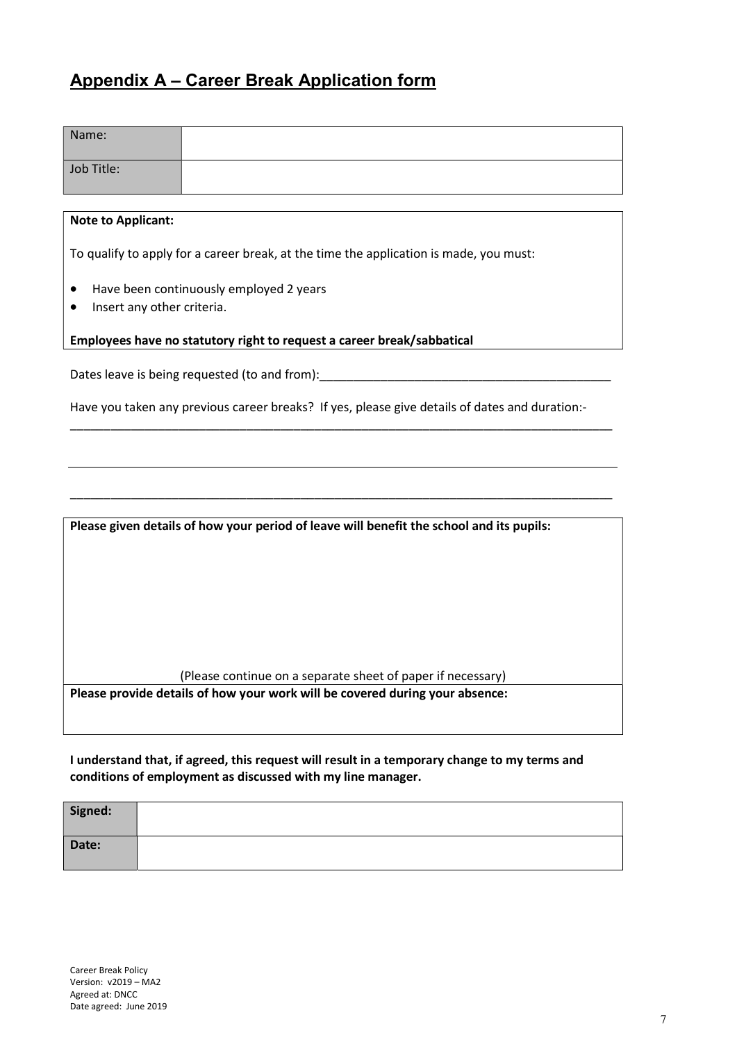## Appendix A – Career Break Application form

| | |
|---|---|
| Name: | |
| Job Title: | |

**Note to Applicant:**

To qualify to apply for a career break, at the time the application is made, you must:

- Have been continuously employed 2 years
- Insert any other criteria.

**Employees have no statutory right to request a career break/sabbatical**

Dates leave is being requested (to and from):___________________________________________

Have you taken any previous career breaks? If yes, please give details of dates and duration:-
_______________________________________________________________________________

_______________________________________________________________________________

_______________________________________________________________________________

**Please given details of how your period of leave will benefit the school and its pupils:**

(Please continue on a separate sheet of paper if necessary)

**Please provide details of how your work will be covered during your absence:**

**I understand that, if agreed, this request will result in a temporary change to my terms and conditions of employment as discussed with my line manager.**

| | |
|---|---|
| **Signed:** | |
| **Date:** | |

Career Break Policy
Version: v2019 – MA2
Agreed at: DNCC
Date agreed: June 2019